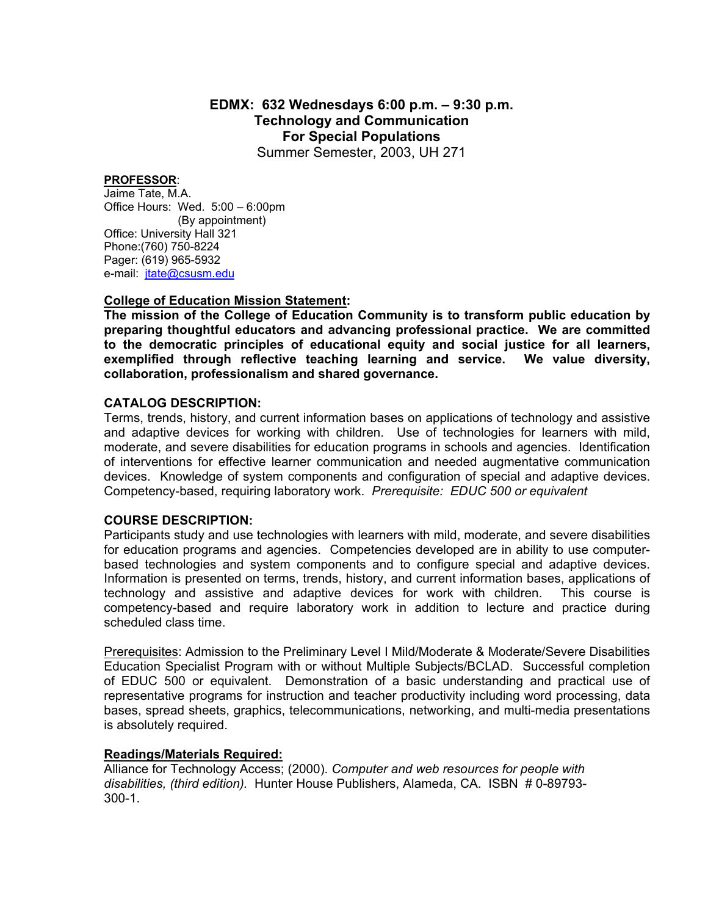# EDMX: 632 Wednesdays 6:00 p.m. – 9:30 p.m.
## Technology and Communication For Special Populations
Summer Semester, 2003, UH 271

**PROFESSOR**:
Jaime Tate, M.A.
Office Hours: Wed. 5:00 – 6:00pm
(By appointment)
Office: University Hall 321
Phone:(760) 750-8224
Pager: (619) 965-5932
e-mail: jtate@csusm.edu

**College of Education Mission Statement:**
**The mission of the College of Education Community is to transform public education by preparing thoughtful educators and advancing professional practice. We are committed to the democratic principles of educational equity and social justice for all learners, exemplified through reflective teaching learning and service. We value diversity, collaboration, professionalism and shared governance.**

**CATALOG DESCRIPTION:**
Terms, trends, history, and current information bases on applications of technology and assistive and adaptive devices for working with children. Use of technologies for learners with mild, moderate, and severe disabilities for education programs in schools and agencies. Identification of interventions for effective learner communication and needed augmentative communication devices. Knowledge of system components and configuration of special and adaptive devices. Competency-based, requiring laboratory work. *Prerequisite: EDUC 500 or equivalent*

**COURSE DESCRIPTION:**
Participants study and use technologies with learners with mild, moderate, and severe disabilities for education programs and agencies. Competencies developed are in ability to use computer-based technologies and system components and to configure special and adaptive devices. Information is presented on terms, trends, history, and current information bases, applications of technology and assistive and adaptive devices for work with children. This course is competency-based and require laboratory work in addition to lecture and practice during scheduled class time.

Prerequisites: Admission to the Preliminary Level I Mild/Moderate & Moderate/Severe Disabilities Education Specialist Program with or without Multiple Subjects/BCLAD. Successful completion of EDUC 500 or equivalent. Demonstration of a basic understanding and practical use of representative programs for instruction and teacher productivity including word processing, data bases, spread sheets, graphics, telecommunications, networking, and multi-media presentations is absolutely required.

**Readings/Materials Required:**
Alliance for Technology Access; (2000). *Computer and web resources for people with disabilities, (third edition).* Hunter House Publishers, Alameda, CA. ISBN # 0-89793-300-1.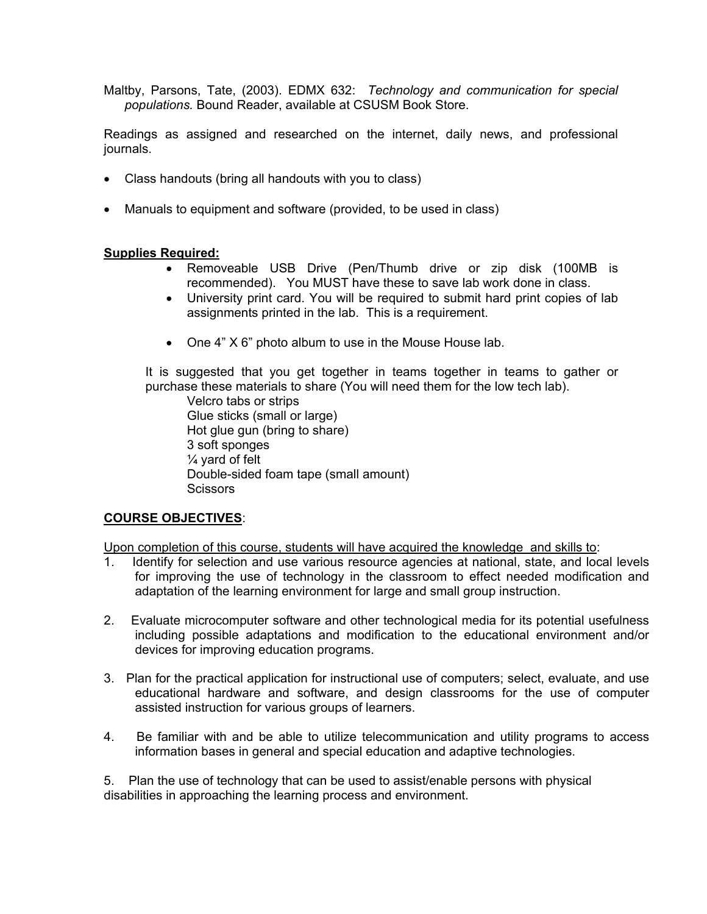Maltby, Parsons, Tate, (2003). EDMX 632: *Technology and communication for special populations.* Bound Reader, available at CSUSM Book Store.

Readings as assigned and researched on the internet, daily news, and professional journals.

- Class handouts (bring all handouts with you to class)
- Manuals to equipment and software (provided, to be used in class)

**<u>Supplies Required:</u>**

- Removeable USB Drive (Pen/Thumb drive or zip disk (100MB is recommended). You MUST have these to save lab work done in class.
- University print card. You will be required to submit hard print copies of lab assignments printed in the lab. This is a requirement.
- One 4" X 6" photo album to use in the Mouse House lab.

It is suggested that you get together in teams together in teams to gather or purchase these materials to share (You will need them for the low tech lab).

Velcro tabs or strips
Glue sticks (small or large)
Hot glue gun (bring to share)
3 soft sponges
¼ yard of felt
Double-sided foam tape (small amount)
Scissors

**<u>COURSE OBJECTIVES</u>**:

<u>Upon completion of this course, students will have acquired the knowledge and skills to</u>:

1. Identify for selection and use various resource agencies at national, state, and local levels for improving the use of technology in the classroom to effect needed modification and adaptation of the learning environment for large and small group instruction.

2. Evaluate microcomputer software and other technological media for its potential usefulness including possible adaptations and modification to the educational environment and/or devices for improving education programs.

3. Plan for the practical application for instructional use of computers; select, evaluate, and use educational hardware and software, and design classrooms for the use of computer assisted instruction for various groups of learners.

4. Be familiar with and be able to utilize telecommunication and utility programs to access information bases in general and special education and adaptive technologies.

5. Plan the use of technology that can be used to assist/enable persons with physical disabilities in approaching the learning process and environment.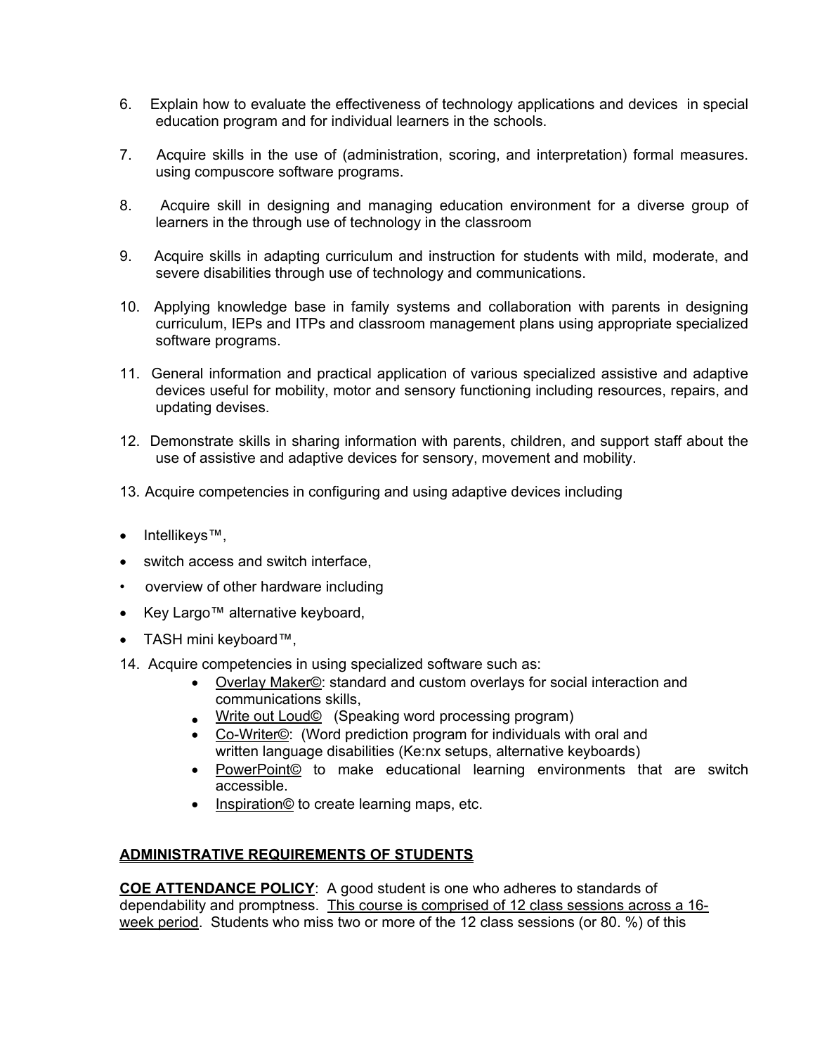6. Explain how to evaluate the effectiveness of technology applications and devices in special education program and for individual learners in the schools.

7. Acquire skills in the use of (administration, scoring, and interpretation) formal measures. using compuscore software programs.

8. Acquire skill in designing and managing education environment for a diverse group of learners in the through use of technology in the classroom

9. Acquire skills in adapting curriculum and instruction for students with mild, moderate, and severe disabilities through use of technology and communications.

10. Applying knowledge base in family systems and collaboration with parents in designing curriculum, IEPs and ITPs and classroom management plans using appropriate specialized software programs.

11. General information and practical application of various specialized assistive and adaptive devices useful for mobility, motor and sensory functioning including resources, repairs, and updating devises.

12. Demonstrate skills in sharing information with parents, children, and support staff about the use of assistive and adaptive devices for sensory, movement and mobility.

13. Acquire competencies in configuring and using adaptive devices including

- Intellikeys™,
- switch access and switch interface,
- overview of other hardware including
- Key Largo™ alternative keyboard,
- TASH mini keyboard™,

14. Acquire competencies in using specialized software such as:
    - <u>Overlay Maker©</u>: standard and custom overlays for social interaction and communications skills,
    - <u>Write out Loud©</u> (Speaking word processing program)
    - <u>Co-Writer©</u>: (Word prediction program for individuals with oral and written language disabilities (Ke:nx setups, alternative keyboards)
    - <u>PowerPoint©</u> to make educational learning environments that are switch accessible.
    - <u>Inspiration©</u> to create learning maps, etc.

**<u>ADMINISTRATIVE REQUIREMENTS OF STUDENTS</u>**

**<u>COE ATTENDANCE POLICY</u>**: A good student is one who adheres to standards of dependability and promptness. <u>This course is comprised of 12 class sessions across a 16-week period</u>. Students who miss two or more of the 12 class sessions (or 80. %) of this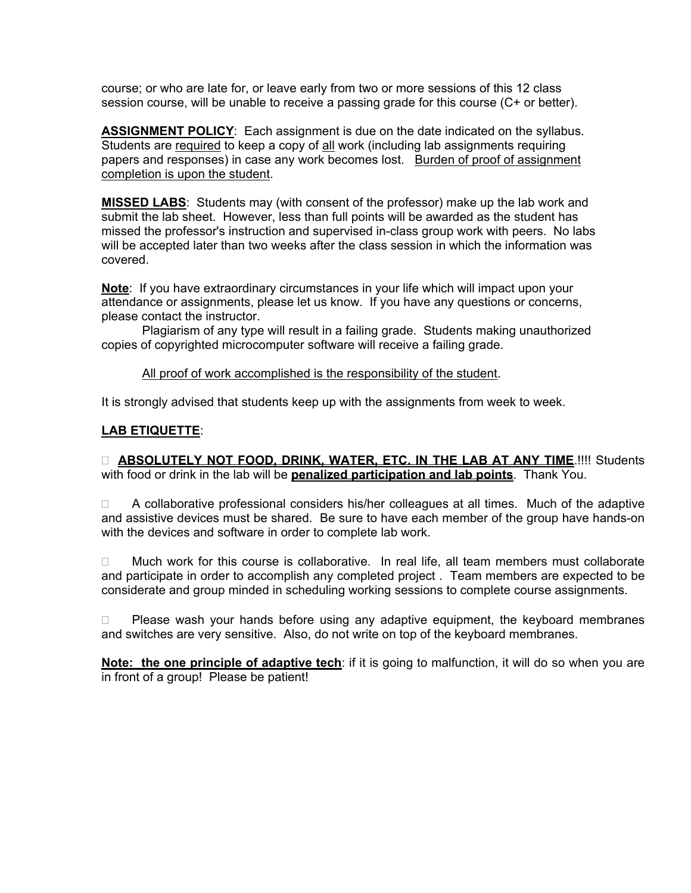course; or who are late for, or leave early from two or more sessions of this 12 class session course, will be unable to receive a passing grade for this course (C+ or better).

**ASSIGNMENT POLICY**: Each assignment is due on the date indicated on the syllabus. Students are required to keep a copy of all work (including lab assignments requiring papers and responses) in case any work becomes lost. Burden of proof of assignment completion is upon the student.

**MISSED LABS**: Students may (with consent of the professor) make up the lab work and submit the lab sheet. However, less than full points will be awarded as the student has missed the professor's instruction and supervised in-class group work with peers. No labs will be accepted later than two weeks after the class session in which the information was covered.

**Note**: If you have extraordinary circumstances in your life which will impact upon your attendance or assignments, please let us know. If you have any questions or concerns, please contact the instructor.

Plagiarism of any type will result in a failing grade. Students making unauthorized copies of copyrighted microcomputer software will receive a failing grade.

All proof of work accomplished is the responsibility of the student.

It is strongly advised that students keep up with the assignments from week to week.

**LAB ETIQUETTE**:

- **ABSOLUTELY NOT FOOD, DRINK, WATER, ETC. IN THE LAB AT ANY TIME**.!!!! Students with food or drink in the lab will be **penalized participation and lab points**. Thank You.

- A collaborative professional considers his/her colleagues at all times. Much of the adaptive and assistive devices must be shared. Be sure to have each member of the group have hands-on with the devices and software in order to complete lab work.

- Much work for this course is collaborative. In real life, all team members must collaborate and participate in order to accomplish any completed project . Team members are expected to be considerate and group minded in scheduling working sessions to complete course assignments.

- Please wash your hands before using any adaptive equipment, the keyboard membranes and switches are very sensitive. Also, do not write on top of the keyboard membranes.

**Note: the one principle of adaptive tech**: if it is going to malfunction, it will do so when you are in front of a group! Please be patient!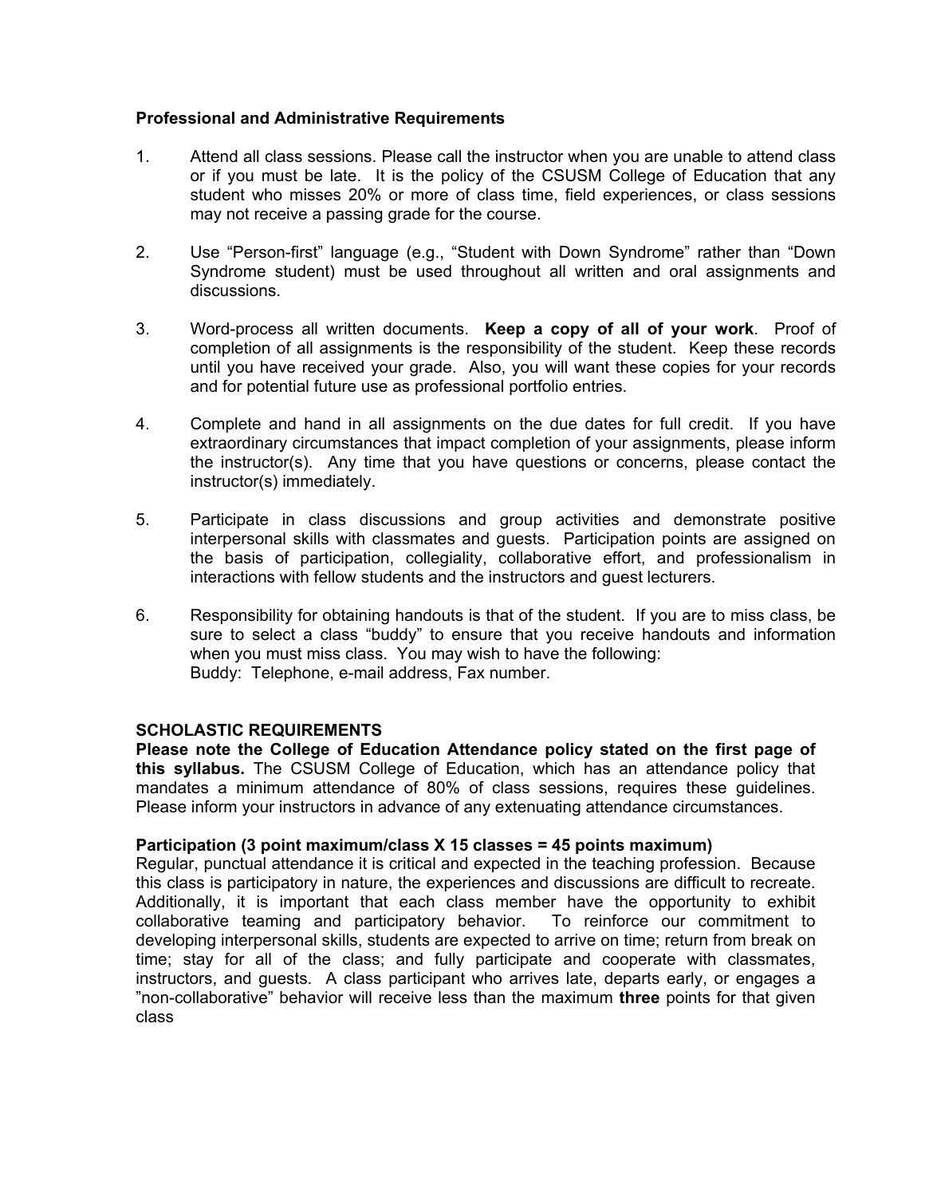**Professional and Administrative Requirements**

1. Attend all class sessions. Please call the instructor when you are unable to attend class or if you must be late. It is the policy of the CSUSM College of Education that any student who misses 20% or more of class time, field experiences, or class sessions may not receive a passing grade for the course.

2. Use "Person-first" language (e.g., "Student with Down Syndrome" rather than "Down Syndrome student) must be used throughout all written and oral assignments and discussions.

3. Word-process all written documents. **Keep a copy of all of your work**. Proof of completion of all assignments is the responsibility of the student. Keep these records until you have received your grade. Also, you will want these copies for your records and for potential future use as professional portfolio entries.

4. Complete and hand in all assignments on the due dates for full credit. If you have extraordinary circumstances that impact completion of your assignments, please inform the instructor(s). Any time that you have questions or concerns, please contact the instructor(s) immediately.

5. Participate in class discussions and group activities and demonstrate positive interpersonal skills with classmates and guests. Participation points are assigned on the basis of participation, collegiality, collaborative effort, and professionalism in interactions with fellow students and the instructors and guest lecturers.

6. Responsibility for obtaining handouts is that of the student. If you are to miss class, be sure to select a class "buddy" to ensure that you receive handouts and information when you must miss class. You may wish to have the following:
   Buddy: Telephone, e-mail address, Fax number.

**SCHOLASTIC REQUIREMENTS**

**Please note the College of Education Attendance policy stated on the first page of this syllabus.** The CSUSM College of Education, which has an attendance policy that mandates a minimum attendance of 80% of class sessions, requires these guidelines. Please inform your instructors in advance of any extenuating attendance circumstances.

**Participation (3 point maximum/class X 15 classes = 45 points maximum)**

Regular, punctual attendance it is critical and expected in the teaching profession. Because this class is participatory in nature, the experiences and discussions are difficult to recreate. Additionally, it is important that each class member have the opportunity to exhibit collaborative teaming and participatory behavior. To reinforce our commitment to developing interpersonal skills, students are expected to arrive on time; return from break on time; stay for all of the class; and fully participate and cooperate with classmates, instructors, and guests. A class participant who arrives late, departs early, or engages a "non-collaborative" behavior will receive less than the maximum **three** points for that given class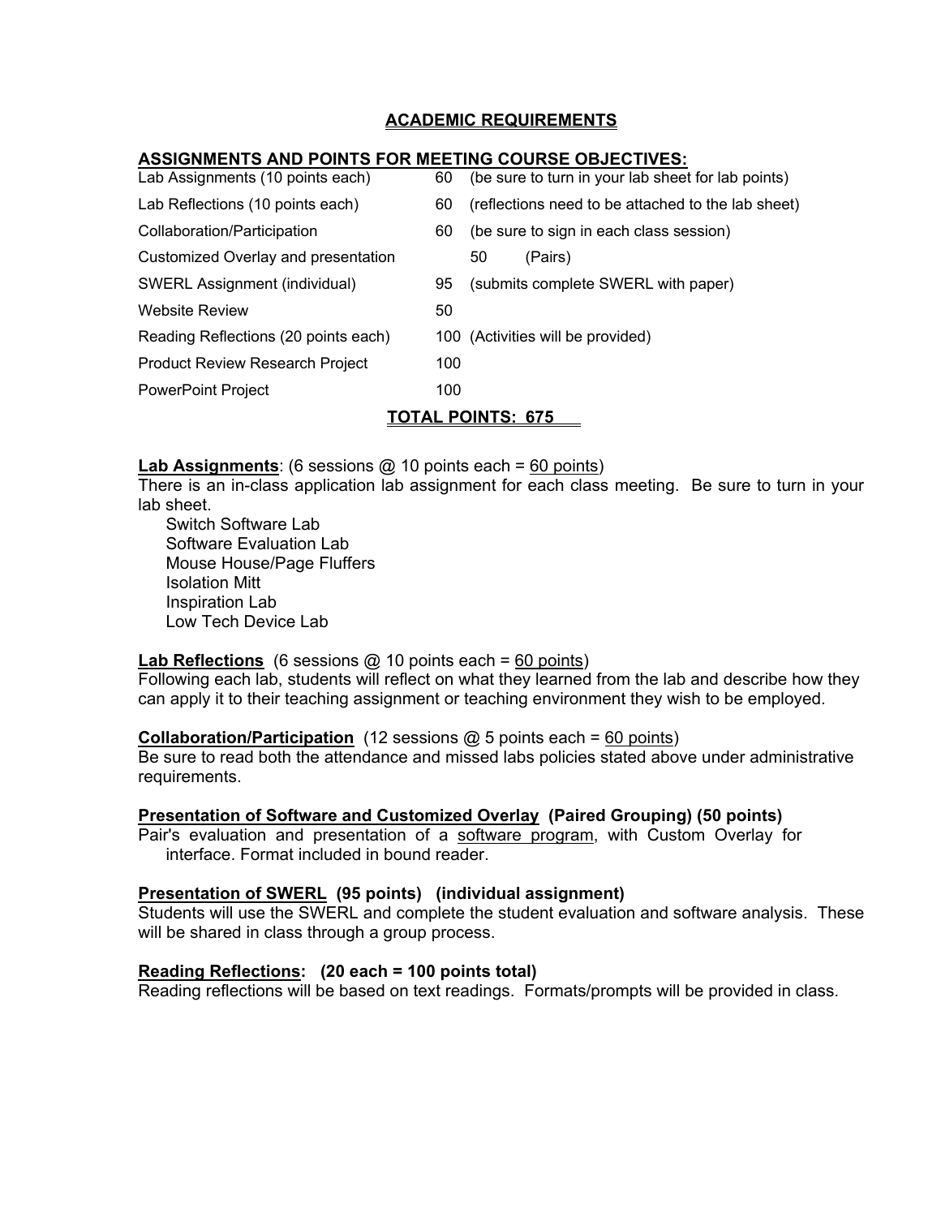## ACADEMIC REQUIREMENTS

### ASSIGNMENTS AND POINTS FOR MEETING COURSE OBJECTIVES:

| | | |
|---|---|---|
| Lab Assignments (10 points each) | 60 | (be sure to turn in your lab sheet for lab points) |
| Lab Reflections (10 points each) | 60 | (reflections need to be attached to the lab sheet) |
| Collaboration/Participation | 60 | (be sure to sign in each class session) |
| Customized Overlay and presentation | | 50 (Pairs) |
| SWERL Assignment (individual) | 95 | (submits complete SWERL with paper) |
| Website Review | 50 | |
| Reading Reflections (20 points each) | 100 | (Activities will be provided) |
| Product Review Research Project | 100 | |
| PowerPoint Project | 100 | |

**TOTAL POINTS: 675**

**Lab Assignments**: (6 sessions @ 10 points each = 60 points)
There is an in-class application lab assignment for each class meeting. Be sure to turn in your lab sheet.

- Switch Software Lab
- Software Evaluation Lab
- Mouse House/Page Fluffers
- Isolation Mitt
- Inspiration Lab
- Low Tech Device Lab

**Lab Reflections** (6 sessions @ 10 points each = 60 points)
Following each lab, students will reflect on what they learned from the lab and describe how they can apply it to their teaching assignment or teaching environment they wish to be employed.

**Collaboration/Participation** (12 sessions @ 5 points each = 60 points)
Be sure to read both the attendance and missed labs policies stated above under administrative requirements.

**Presentation of Software and Customized Overlay (Paired Grouping) (50 points)**
Pair's evaluation and presentation of a software program, with Custom Overlay for interface. Format included in bound reader.

**Presentation of SWERL (95 points) (individual assignment)**
Students will use the SWERL and complete the student evaluation and software analysis. These will be shared in class through a group process.

**Reading Reflections: (20 each = 100 points total)**
Reading reflections will be based on text readings. Formats/prompts will be provided in class.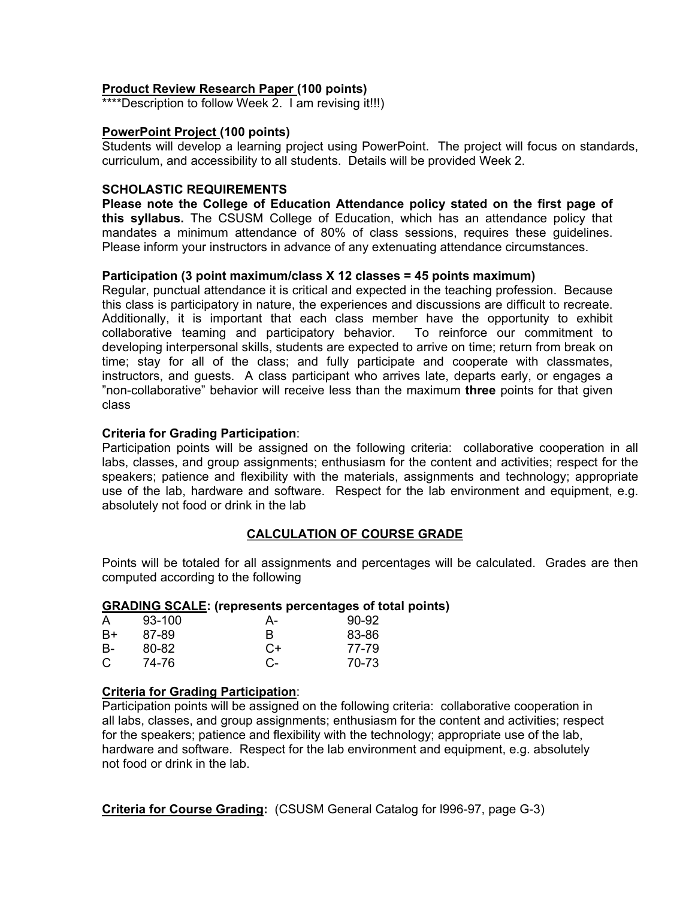**Product Review Research Paper (100 points)**
****Description to follow Week 2. I am revising it!!!)

**PowerPoint Project (100 points)**
Students will develop a learning project using PowerPoint. The project will focus on standards, curriculum, and accessibility to all students. Details will be provided Week 2.

**SCHOLASTIC REQUIREMENTS**
**Please note the College of Education Attendance policy stated on the first page of this syllabus.** The CSUSM College of Education, which has an attendance policy that mandates a minimum attendance of 80% of class sessions, requires these guidelines. Please inform your instructors in advance of any extenuating attendance circumstances.

**Participation (3 point maximum/class X 12 classes = 45 points maximum)**
Regular, punctual attendance it is critical and expected in the teaching profession. Because this class is participatory in nature, the experiences and discussions are difficult to recreate. Additionally, it is important that each class member have the opportunity to exhibit collaborative teaming and participatory behavior. To reinforce our commitment to developing interpersonal skills, students are expected to arrive on time; return from break on time; stay for all of the class; and fully participate and cooperate with classmates, instructors, and guests. A class participant who arrives late, departs early, or engages a "non-collaborative" behavior will receive less than the maximum **three** points for that given class

**Criteria for Grading Participation**:
Participation points will be assigned on the following criteria: collaborative cooperation in all labs, classes, and group assignments; enthusiasm for the content and activities; respect for the speakers; patience and flexibility with the materials, assignments and technology; appropriate use of the lab, hardware and software. Respect for the lab environment and equipment, e.g. absolutely not food or drink in the lab

## CALCULATION OF COURSE GRADE

Points will be totaled for all assignments and percentages will be calculated. Grades are then computed according to the following

**GRADING SCALE: (represents percentages of total points)**

| | | | |
|---|---|---|---|
| A | 93-100 | A- | 90-92 |
| B+ | 87-89 | B | 83-86 |
| B- | 80-82 | C+ | 77-79 |
| C | 74-76 | C- | 70-73 |

**Criteria for Grading Participation**:
Participation points will be assigned on the following criteria: collaborative cooperation in all labs, classes, and group assignments; enthusiasm for the content and activities; respect for the speakers; patience and flexibility with the technology; appropriate use of the lab, hardware and software. Respect for the lab environment and equipment, e.g. absolutely not food or drink in the lab.

**Criteria for Course Grading:** (CSUSM General Catalog for l996-97, page G-3)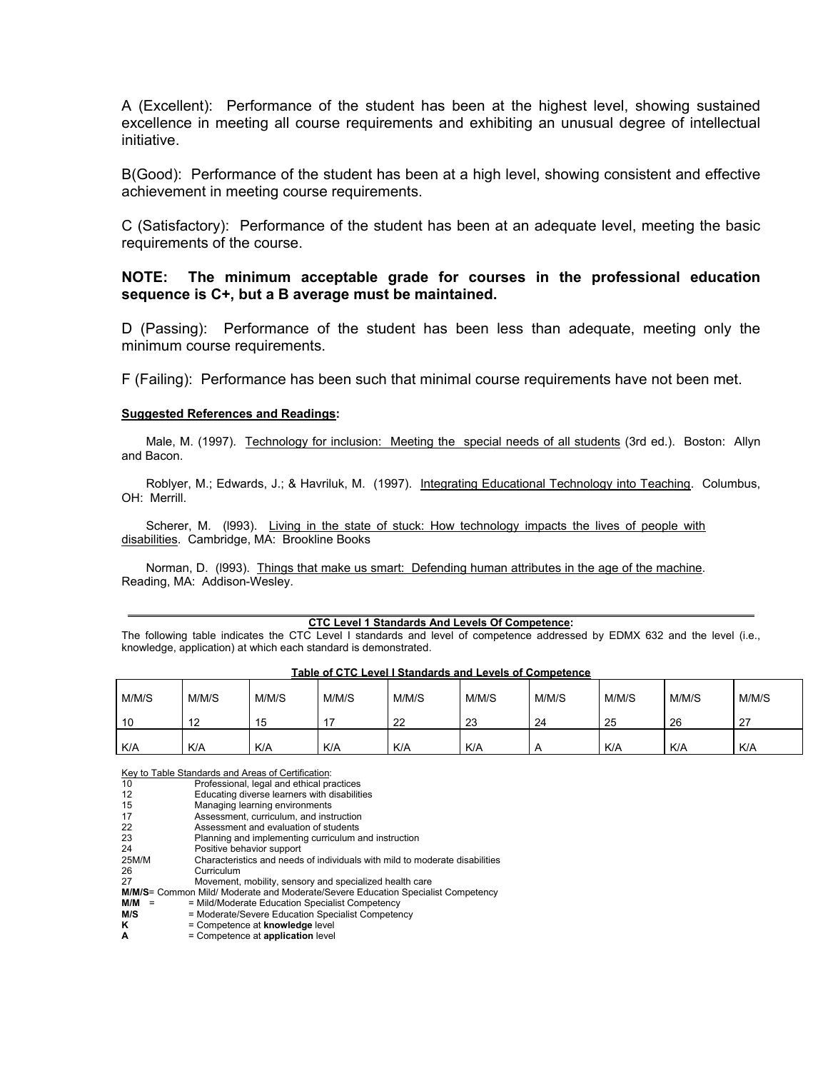A (Excellent): Performance of the student has been at the highest level, showing sustained excellence in meeting all course requirements and exhibiting an unusual degree of intellectual initiative.

B(Good): Performance of the student has been at a high level, showing consistent and effective achievement in meeting course requirements.

C (Satisfactory): Performance of the student has been at an adequate level, meeting the basic requirements of the course.

**NOTE: The minimum acceptable grade for courses in the professional education sequence is C+, but a B average must be maintained.**

D (Passing): Performance of the student has been less than adequate, meeting only the minimum course requirements.

F (Failing): Performance has been such that minimal course requirements have not been met.

**Suggested References and Readings:**

Male, M. (1997). Technology for inclusion: Meeting the special needs of all students (3rd ed.). Boston: Allyn and Bacon.

Roblyer, M.; Edwards, J.; & Havriluk, M. (1997). Integrating Educational Technology into Teaching. Columbus, OH: Merrill.

Scherer, M. (l993). Living in the state of stuck: How technology impacts the lives of people with disabilities. Cambridge, MA: Brookline Books

Norman, D. (l993). Things that make us smart: Defending human attributes in the age of the machine. Reading, MA: Addison-Wesley.

**CTC Level 1 Standards And Levels Of Competence:**

The following table indicates the CTC Level I standards and level of competence addressed by EDMX 632 and the level (i.e., knowledge, application) at which each standard is demonstrated.

**Table of CTC Level I Standards and Levels of Competence**

| M/M/S 10 | M/M/S 12 | M/M/S 15 | M/M/S 17 | M/M/S 22 | M/M/S 23 | M/M/S 24 | M/M/S 25 | M/M/S 26 | M/M/S 27 |
|---|---|---|---|---|---|---|---|---|---|
| K/A | K/A | K/A | K/A | K/A | K/A | A | K/A | K/A | K/A |

Key to Table Standards and Areas of Certification:

| | |
|---|---|
| 10 | Professional, legal and ethical practices |
| 12 | Educating diverse learners with disabilities |
| 15 | Managing learning environments |
| 17 | Assessment, curriculum, and instruction |
| 22 | Assessment and evaluation of students |
| 23 | Planning and implementing curriculum and instruction |
| 24 | Positive behavior support |
| 25M/M | Characteristics and needs of individuals with mild to moderate disabilities |
| 26 | Curriculum |
| 27 | Movement, mobility, sensory and specialized health care |

**M/M/S**= Common Mild/ Moderate and Moderate/Severe Education Specialist Competency
**M/M** = = Mild/Moderate Education Specialist Competency
**M/S** = Moderate/Severe Education Specialist Competency
**K** = Competence at **knowledge** level
**A** = Competence at **application** level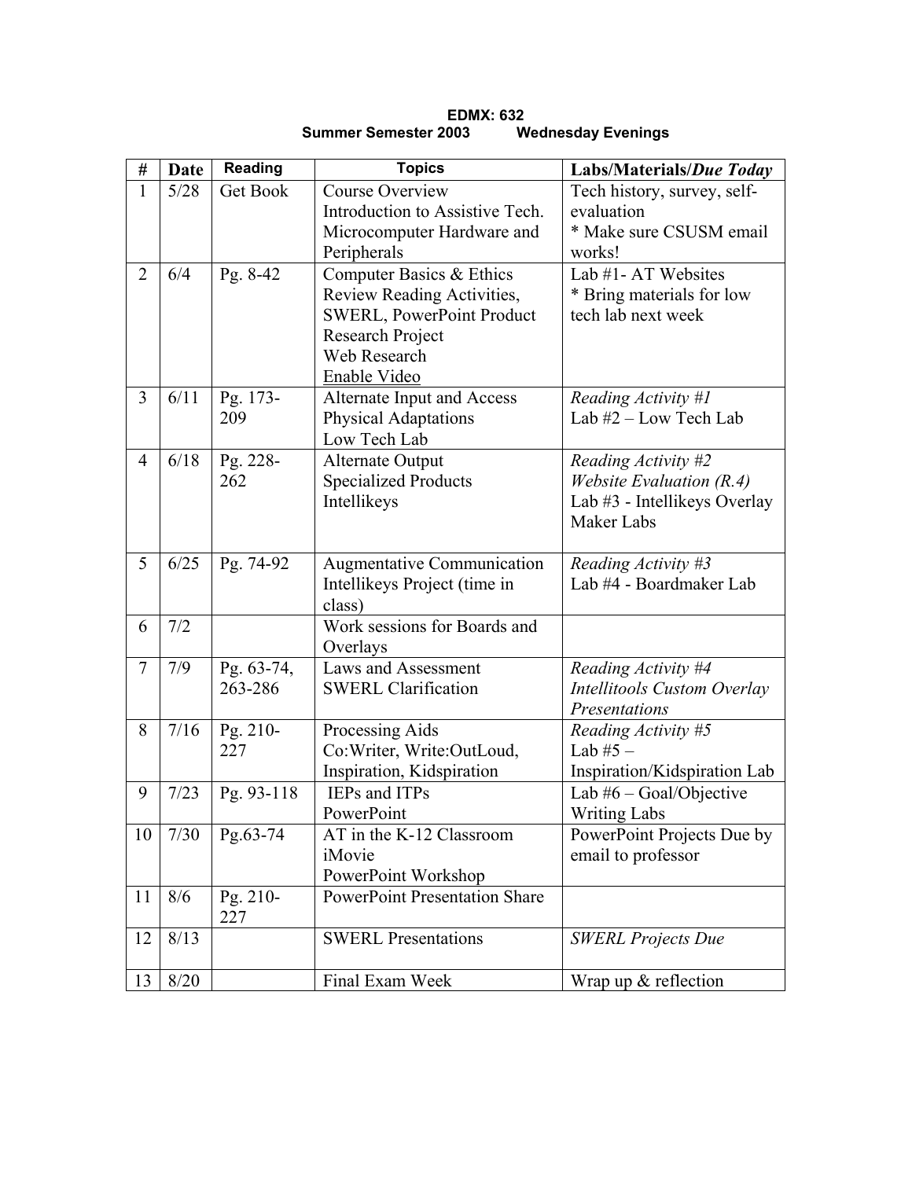**EDMX: 632**
**Summer Semester 2003 Wednesday Evenings**

| # | Date | Reading | Topics | Labs/Materials/*Due Today* |
|---|---|---|---|---|
| 1 | 5/28 | Get Book | Course Overview<br>Introduction to Assistive Tech.<br>Microcomputer Hardware and Peripherals | Tech history, survey, self-evaluation<br>* Make sure CSUSM email works! |
| 2 | 6/4 | Pg. 8-42 | Computer Basics & Ethics<br>Review Reading Activities, SWERL, PowerPoint Product Research Project<br>Web Research<br>Enable Video | Lab #1- AT Websites<br>* Bring materials for low tech lab next week |
| 3 | 6/11 | Pg. 173-209 | Alternate Input and Access<br>Physical Adaptations<br>Low Tech Lab | *Reading Activity #1*<br>Lab #2 – Low Tech Lab |
| 4 | 6/18 | Pg. 228-262 | Alternate Output<br>Specialized Products<br>Intellikeys | *Reading Activity #2*<br>*Website Evaluation (R.4)*<br>Lab #3 - Intellikeys Overlay Maker Labs |
| 5 | 6/25 | Pg. 74-92 | Augmentative Communication<br>Intellikeys Project (time in class) | *Reading Activity #3*<br>Lab #4 - Boardmaker Lab |
| 6 | 7/2 | | Work sessions for Boards and Overlays | |
| 7 | 7/9 | Pg. 63-74, 263-286 | Laws and Assessment<br>SWERL Clarification | *Reading Activity #4*<br>*Intellitools Custom Overlay Presentations* |
| 8 | 7/16 | Pg. 210-227 | Processing Aids<br>Co:Writer, Write:OutLoud, Inspiration, Kidspiration | *Reading Activity #5*<br>Lab #5 – Inspiration/Kidspiration Lab |
| 9 | 7/23 | Pg. 93-118 | IEPs and ITPs<br>PowerPoint | Lab #6 – Goal/Objective Writing Labs |
| 10 | 7/30 | Pg.63-74 | AT in the K-12 Classroom<br>iMovie<br>PowerPoint Workshop | PowerPoint Projects Due by email to professor |
| 11 | 8/6 | Pg. 210-227 | PowerPoint Presentation Share | |
| 12 | 8/13 | | SWERL Presentations | *SWERL Projects Due* |
| 13 | 8/20 | | Final Exam Week | Wrap up & reflection |